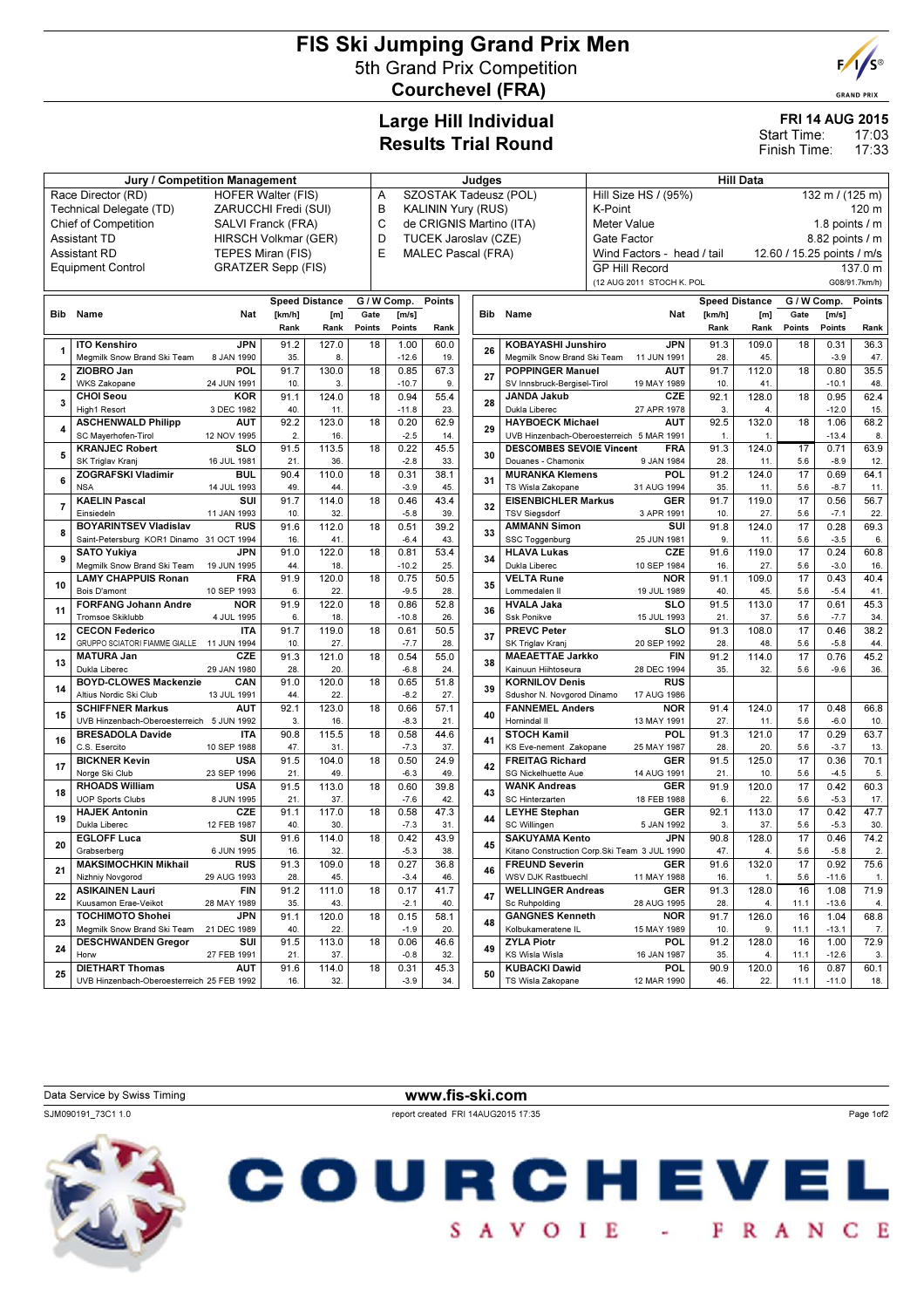# FIS Ski Jumping Grand Prix Men

## 5th Grand Prix Competition

## Courchevel (FRA)

## Large Hill Individual
## Results Trial Round

**FRI 14 AUG 2015**
Start Time: 17:03
Finish Time: 17:33

| Jury / Competition Management | | Judges | | Hill Data | |
|---|---|---|---|---|---|
| Race Director (RD) | HOFER Walter (FIS) | A | SZOSTAK Tadeusz (POL) | Hill Size HS / (95%) | 132 m / (125 m) |
| Technical Delegate (TD) | ZARUCCHI Fredi (SUI) | B | KALININ Yury (RUS) | K-Point | 120 m |
| Chief of Competition | SALVI Franck (FRA) | C | de CRIGNIS Martino (ITA) | Meter Value | 1.8 points / m |
| Assistant TD | HIRSCH Volkmar (GER) | D | TUCEK Jaroslav (CZE) | Gate Factor | 8.82 points / m |
| Assistant RD | TEPES Miran (FIS) | E | MALEC Pascal (FRA) | Wind Factors - head / tail | 12.60 / 15.25 points / m/s |
| Equipment Control | GRATZER Sepp (FIS) | | | GP Hill Record | 137.0 m |
| | | | | (12 AUG 2011 STOCH K. POL | G08/91.7km/h) |

| Bib | Name / Club | Nat / Date of birth | Speed [km/h] | Speed Rank | Distance [m] | Distance Rank | Gate | Gate Points | Wind [m/s] | Wind Points | Points | Rank |
|---|---|---|---|---|---|---|---|---|---|---|---|---|
| 1 | ITO Kenshiro / Megmilk Snow Brand Ski Team | JPN / 8 JAN 1990 | 91.2 | 35. | 127.0 | 8. | 18 | | 1.00 | -12.6 | 60.0 | 19. |
| 2 | ZIOBRO Jan / WKS Zakopane | POL / 24 JUN 1991 | 91.7 | 10. | 130.0 | 3. | 18 | | 0.85 | -10.7 | 67.3 | 9. |
| 3 | CHOI Seou / High1 Resort | KOR / 3 DEC 1982 | 91.1 | 40. | 124.0 | 11. | 18 | | 0.94 | -11.8 | 55.4 | 23. |
| 4 | ASCHENWALD Philipp / SC Mayerhofen-Tirol | AUT / 12 NOV 1995 | 92.2 | 2. | 123.0 | 16. | 18 | | 0.20 | -2.5 | 62.9 | 14. |
| 5 | KRANJEC Robert / SK Triglav Kranj | SLO / 16 JUL 1981 | 91.5 | 21. | 113.5 | 36. | 18 | | 0.22 | -2.8 | 45.5 | 33. |
| 6 | ZOGRAFSKI Vladimir / NSA | BUL / 14 JUL 1993 | 90.4 | 49. | 110.0 | 44. | 18 | | 0.31 | -3.9 | 38.1 | 45. |
| 7 | KAELIN Pascal / Einsiedeln | SUI / 11 JAN 1993 | 91.7 | 10. | 114.0 | 32. | 18 | | 0.46 | -5.8 | 43.4 | 39. |
| 8 | BOYARINTSEV Vladislav / Saint-Petersburg KOR1 Dinamo | RUS / 31 OCT 1994 | 91.6 | 16. | 112.0 | 41. | 18 | | 0.51 | -6.4 | 39.2 | 43. |
| 9 | SATO Yukiya / Megmilk Snow Brand Ski Team | JPN / 19 JUN 1995 | 91.0 | 42. | 122.0 | 18. | 18 | | 0.81 | -10.2 | 53.4 | 25. |
| 10 | LAMY CHAPPUIS Ronan / Bois D'amont | FRA / 10 SEP 1993 | 91.9 | 6. | 120.0 | 22. | 18 | | 0.75 | -9.5 | 50.5 | 28. |
| 11 | FORFANG Johann Andre / Tromsoe Skiklubb | NOR / 4 JUL 1995 | 91.9 | 6. | 122.0 | 18. | 18 | | 0.86 | -10.8 | 52.8 | 26. |
| 12 | CECON Federico / GRUPPO SCIATORI FIAMME GIALLE | ITA / 11 JUN 1994 | 91.7 | 10. | 119.0 | 27. | 18 | | 0.61 | -7.7 | 50.5 | 28. |
| 13 | MATURA Jan / Dukla Liberec | CZE / 29 JAN 1980 | 91.3 | 28. | 121.0 | 20. | 18 | | 0.54 | -6.8 | 55.0 | 24. |
| 14 | BOYD-CLOWES Mackenzie / Altius Nordic Ski Club | CAN / 13 JUL 1991 | 91.0 | 44. | 120.0 | 22. | 18 | | 0.65 | -8.2 | 51.8 | 27. |
| 15 | SCHIFFNER Markus / UVB Hinzenbach-Oberoesterreich | AUT / 5 JUN 1992 | 92.1 | 3. | 123.0 | 16. | 18 | | 0.66 | -8.3 | 57.1 | 21. |
| 16 | BRESADOLA Davide / C.S. Esercito | ITA / 10 SEP 1988 | 90.8 | 47. | 115.5 | 31. | 18 | | 0.58 | -7.3 | 44.6 | 37. |
| 17 | BICKNER Kevin / Norge Ski Club | USA / 23 SEP 1996 | 91.5 | 21. | 104.0 | 49. | 18 | | 0.50 | -6.3 | 24.9 | 49. |
| 18 | RHOADS William / UOP Sports Clubs | USA / 8 JUN 1995 | 91.5 | 21. | 113.0 | 37. | 18 | | 0.60 | -7.6 | 39.8 | 42. |
| 19 | HAJEK Antonin / Dukla Liberec | CZE / 12 FEB 1987 | 91.1 | 40. | 117.0 | 30. | 18 | | 0.58 | -7.3 | 47.3 | 31. |
| 20 | EGLOFF Luca / Grabserberg | SUI / 6 JUN 1995 | 91.6 | 16. | 114.0 | 32. | 18 | | 0.42 | -5.3 | 43.9 | 38. |
| 21 | MAKSIMOCHKIN Mikhail / Nizhniy Novgorod | RUS / 29 AUG 1993 | 91.3 | 28. | 109.0 | 45. | 18 | | 0.27 | -3.4 | 36.8 | 46. |
| 22 | ASIKAINEN Lauri / Kuusamon Erae-Veikot | FIN / 28 MAY 1989 | 91.2 | 35. | 111.0 | 43. | 18 | | 0.17 | -2.1 | 41.7 | 40. |
| 23 | TOCHIMOTO Shohei / Megmilk Snow Brand Ski Team | JPN / 21 DEC 1989 | 91.1 | 40. | 120.0 | 22. | 18 | | 0.15 | -1.9 | 58.1 | 20. |
| 24 | DESCHWANDEN Gregor / Horw | SUI / 27 FEB 1991 | 91.5 | 21. | 113.0 | 37. | 18 | | 0.06 | -0.8 | 46.6 | 32. |
| 25 | DIETHART Thomas / UVB Hinzenbach-Oberoesterreich | AUT / 25 FEB 1992 | 91.6 | 16. | 114.0 | 32. | 18 | | 0.31 | -3.9 | 45.3 | 34. |
| 26 | KOBAYASHI Junshiro / Megmilk Snow Brand Ski Team | JPN / 11 JUN 1991 | 91.3 | 28. | 109.0 | 45. | 18 | | 0.31 | -3.9 | 36.3 | 47. |
| 27 | POPPINGER Manuel / SV Innsbruck-Bergisel-Tirol | AUT / 19 MAY 1989 | 91.7 | 10. | 112.0 | 41. | 18 | | 0.80 | -10.1 | 35.5 | 48. |
| 28 | JANDA Jakub / Dukla Liberec | CZE / 27 APR 1978 | 92.1 | 3. | 128.0 | 4. | 18 | | 0.95 | -12.0 | 62.4 | 15. |
| 29 | HAYBOECK Michael / UVB Hinzenbach-Oberoesterreich | AUT / 5 MAR 1991 | 92.5 | 1. | 132.0 | 1. | 18 | | 1.06 | -13.4 | 68.2 | 8. |
| 30 | DESCOMBES SEVOIE Vincent / Douanes - Chamonix | FRA / 9 JAN 1984 | 91.3 | 28. | 124.0 | 11. | 17 | 5.6 | 0.71 | -8.9 | 63.9 | 12. |
| 31 | MURANKA Klemens / TS Wisla Zakopane | POL / 31 AUG 1994 | 91.2 | 35. | 124.0 | 11. | 17 | 5.6 | 0.69 | -8.7 | 64.1 | 11. |
| 32 | EISENBICHLER Markus / TSV Siegsdorf | GER / 3 APR 1991 | 91.7 | 10. | 119.0 | 27. | 17 | 5.6 | 0.56 | -7.1 | 56.7 | 22. |
| 33 | AMMANN Simon / SSC Toggenburg | SUI / 25 JUN 1981 | 91.8 | 9. | 124.0 | 11. | 17 | 5.6 | 0.28 | -3.5 | 69.3 | 6. |
| 34 | HLAVA Lukas / Dukla Liberec | CZE / 10 SEP 1984 | 91.6 | 16. | 119.0 | 27. | 17 | 5.6 | 0.24 | -3.0 | 60.8 | 16. |
| 35 | VELTA Rune / Lommedalen II | NOR / 19 JUL 1989 | 91.1 | 40. | 109.0 | 45. | 17 | 5.6 | 0.43 | -5.4 | 40.4 | 41. |
| 36 | HVALA Jaka / Ssk Ponikve | SLO / 15 JUL 1993 | 91.5 | 21. | 113.0 | 37. | 17 | 5.6 | 0.61 | -7.7 | 45.3 | 34. |
| 37 | PREVC Peter / SK Triglav Kranj | SLO / 20 SEP 1992 | 91.3 | 28. | 108.0 | 48. | 17 | 5.6 | 0.46 | -5.8 | 38.2 | 44. |
| 38 | MAEAETTAE Jarkko / Kainuun Hiihtoseura | FIN / 28 DEC 1994 | 91.2 | 35. | 114.0 | 32. | 17 | 5.6 | 0.76 | -9.6 | 45.2 | 36. |
| 39 | KORNILOV Denis / Sdushor N. Novgorod Dinamo | RUS / 17 AUG 1986 | | | | | | | | | | |
| 40 | FANNEMEL Anders / Hornindal II | NOR / 13 MAY 1991 | 91.4 | 27. | 124.0 | 11. | 17 | 5.6 | 0.48 | -6.0 | 66.8 | 10. |
| 41 | STOCH Kamil / KS Eve-nement Zakopane | POL / 25 MAY 1987 | 91.3 | 28. | 121.0 | 20. | 17 | 5.6 | 0.29 | -3.7 | 63.7 | 13. |
| 42 | FREITAG Richard / SG Nickelhuette Aue | GER / 14 AUG 1991 | 91.5 | 21. | 125.0 | 10. | 17 | 5.6 | 0.36 | -4.5 | 70.1 | 5. |
| 43 | WANK Andreas / SC Hinterzarten | GER / 18 FEB 1988 | 91.9 | 6. | 120.0 | 22. | 17 | 5.6 | 0.42 | -5.3 | 60.3 | 17. |
| 44 | LEYHE Stephan / SC Willingen | GER / 5 JAN 1992 | 92.1 | 3. | 113.0 | 37. | 17 | 5.6 | 0.42 | -5.3 | 47.7 | 30. |
| 45 | SAKUYAMA Kento / Kitano Construction Corp.Ski Team | JPN / 3 JUL 1990 | 90.8 | 47. | 128.0 | 4. | 17 | 5.6 | 0.46 | -5.8 | 74.2 | 2. |
| 46 | FREUND Severin / WSV DJK Rastbuechl | GER / 11 MAY 1988 | 91.6 | 16. | 132.0 | 1. | 17 | 5.6 | 0.92 | -11.6 | 75.6 | 1. |
| 47 | WELLINGER Andreas / Sc Ruhpolding | GER / 28 AUG 1995 | 91.3 | 28. | 128.0 | 4. | 16 | 11.1 | 1.08 | -13.6 | 71.9 | 4. |
| 48 | GANGNES Kenneth / Kolbukameratene IL | NOR / 15 MAY 1989 | 91.7 | 10. | 126.0 | 9. | 16 | 11.1 | 1.04 | -13.1 | 68.8 | 7. |
| 49 | ZYLA Piotr / KS Wisla Wisla | POL / 16 JAN 1987 | 91.2 | 35. | 128.0 | 4. | 16 | 11.1 | 1.00 | -12.6 | 72.9 | 3. |
| 50 | KUBACKI Dawid / TS Wisla Zakopane | POL / 12 MAR 1990 | 90.9 | 46. | 120.0 | 22. | 16 | 11.1 | 0.87 | -11.0 | 60.1 | 18. |

Data Service by Swiss Timing

www.fis-ski.com

SJM090191_73C1 1.0 report created FRI 14AUG2015 17:35

COURCHEVEL
SAVOIE - FRANCE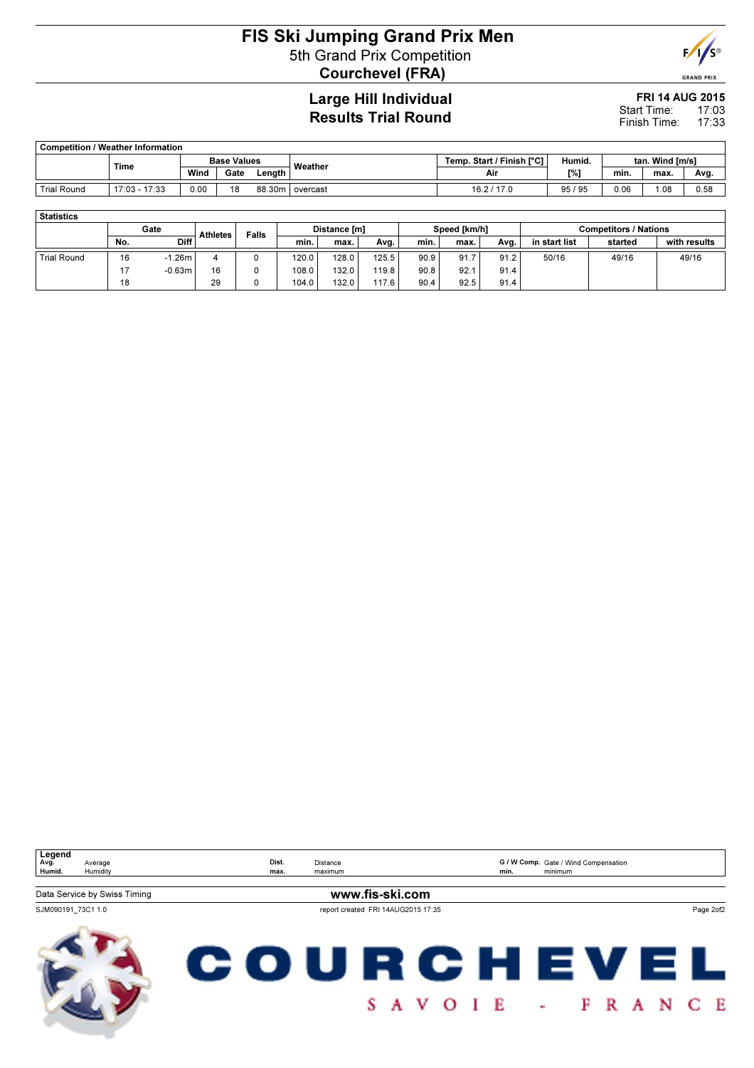# FIS Ski Jumping Grand Prix Men

5th Grand Prix Competition

**Courchevel (FRA)**

## Large Hill Individual
## Results Trial Round

**FRI 14 AUG 2015**
Start Time: 17:03
Finish Time: 17:33

**Competition / Weather Information**

| | Time | Base Values | | | Weather | Temp. Start / Finish [°C] | Humid. | tan. Wind [m/s] | | |
|---|---|---|---|---|---|---|---|---|---|---|
| | | Wind | Gate | Length | | Air | [%] | min. | max. | Avg. |
| Trial Round | 17:03 - 17:33 | 0.00 | 18 | 88.30m | overcast | 16.2 / 17.0 | 95 / 95 | 0.06 | 1.08 | 0.58 |

**Statistics**

| | Gate | | Athletes | Falls | Distance [m] | | | Speed [km/h] | | | Competitors / Nations | | |
|---|---|---|---|---|---|---|---|---|---|---|---|---|---|
| | No. | Diff | | | min. | max. | Avg. | min. | max. | Avg. | in start list | started | with results |
| Trial Round | 16 | -1.26m | 4 | 0 | 120.0 | 128.0 | 125.5 | 90.9 | 91.7 | 91.2 | 50/16 | 49/16 | 49/16 |
| | 17 | -0.63m | 16 | 0 | 108.0 | 132.0 | 119.8 | 90.8 | 92.1 | 91.4 | | | |
| | 18 | | 29 | 0 | 104.0 | 132.0 | 117.6 | 90.4 | 92.5 | 91.4 | | | |

**Legend**

| | | | | | |
|---|---|---|---|---|---|
| Avg. | Average | Dist. | Distance | G / W Comp. | Gate / Wind Compensation |
| Humid. | Humidity | max. | maximum | min. | minimum |

Data Service by Swiss Timing www.fis-ski.com

SJM090191_73C1 1.0 report created FRI 14AUG2015 17:35

COURCHEVEL
SAVOIE - FRANCE